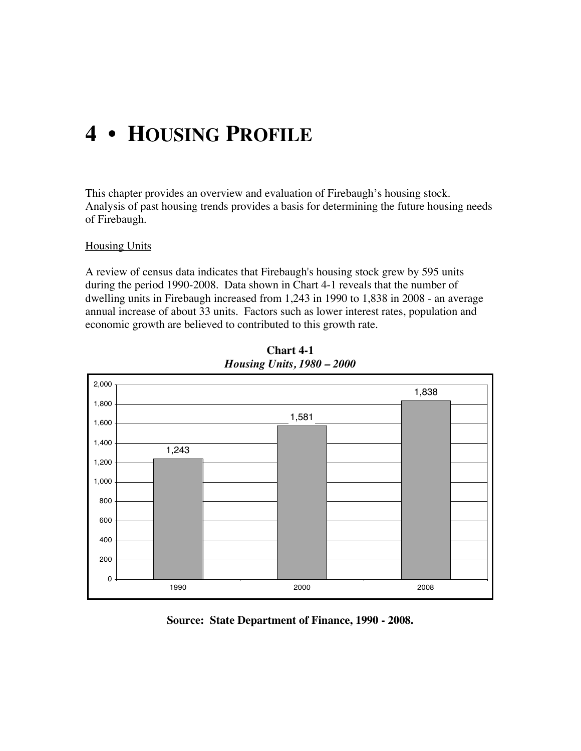# 4 • HOUSING PROFILE

This chapter provides an overview and evaluation of Firebaugh's housing stock. Analysis of past housing trends provides a basis for determining the future housing needs of Firebaugh.

Housing Units

A review of census data indicates that Firebaugh's housing stock grew by 595 units during the period 1990-2008. Data shown in Chart 4-1 reveals that the number of dwelling units in Firebaugh increased from 1,243 in 1990 to 1,838 in 2008 - an average annual increase of about 33 units. Factors such as lower interest rates, population and economic growth are believed to contributed to this growth rate.

**Chart 4-1**
***Housing Units, 1980 – 2000***

| Year | Housing Units |
|---|---|
| 1990 | 1,243 |
| 2000 | 1,581 |
| 2008 | 1,838 |

**Source: State Department of Finance, 1990 - 2008.**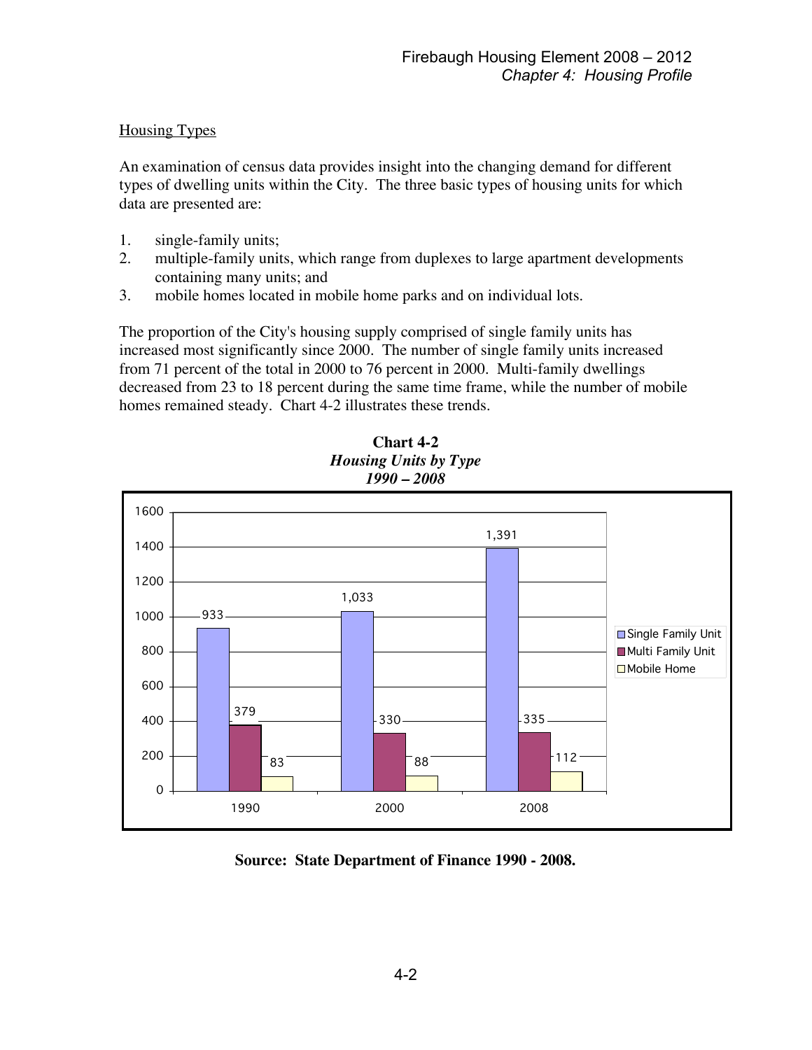<u>Housing Types</u>

An examination of census data provides insight into the changing demand for different types of dwelling units within the City. The three basic types of housing units for which data are presented are:

1. single-family units;
2. multiple-family units, which range from duplexes to large apartment developments containing many units; and
3. mobile homes located in mobile home parks and on individual lots.

The proportion of the City's housing supply comprised of single family units has increased most significantly since 2000. The number of single family units increased from 71 percent of the total in 2000 to 76 percent in 2000. Multi-family dwellings decreased from 23 to 18 percent during the same time frame, while the number of mobile homes remained steady. Chart 4-2 illustrates these trends.

**Chart 4-2**
***Housing Units by Type***
***1990 – 2008***

| | 1990 | 2000 | 2008 |
|---|---|---|---|
| Single Family Unit | 933 | 1,033 | 1,391 |
| Multi Family Unit | 379 | 330 | 335 |
| Mobile Home | 83 | 88 | 112 |

**Source: State Department of Finance 1990 - 2008.**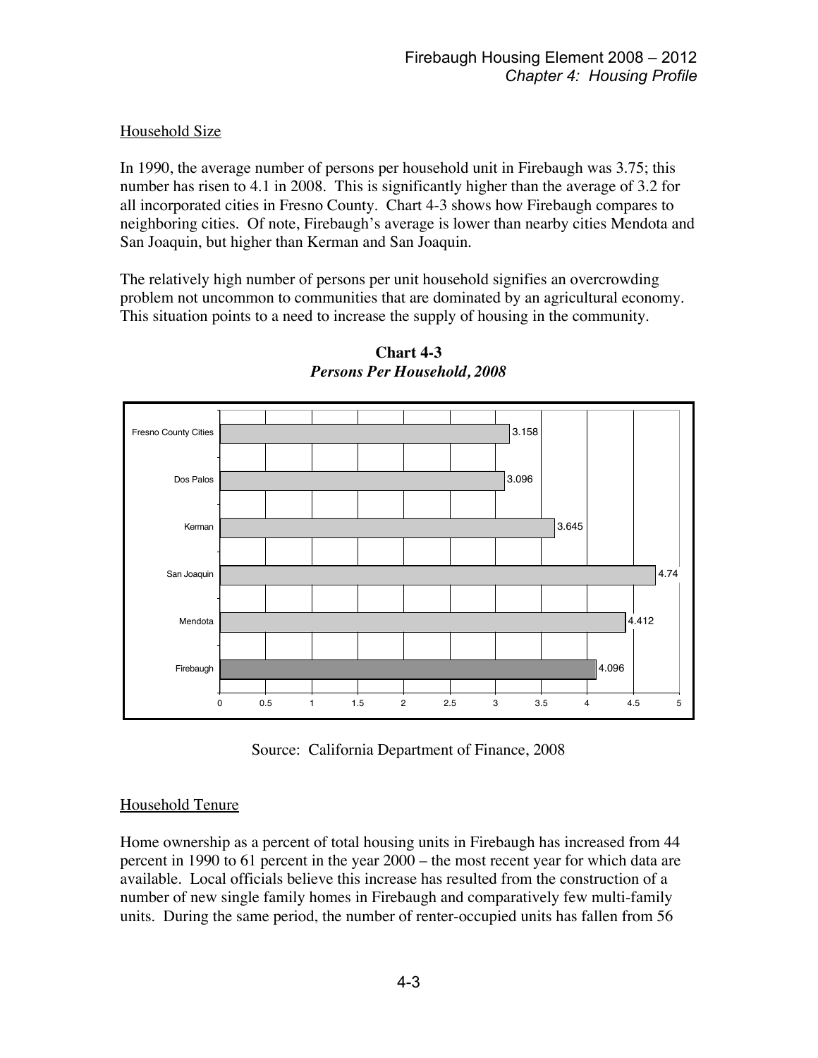### Household Size

In 1990, the average number of persons per household unit in Firebaugh was 3.75; this number has risen to 4.1 in 2008. This is significantly higher than the average of 3.2 for all incorporated cities in Fresno County. Chart 4-3 shows how Firebaugh compares to neighboring cities. Of note, Firebaugh's average is lower than nearby cities Mendota and San Joaquin, but higher than Kerman and San Joaquin.

The relatively high number of persons per unit household signifies an overcrowding problem not uncommon to communities that are dominated by an agricultural economy. This situation points to a need to increase the supply of housing in the community.

**Chart 4-3**
***Persons Per Household, 2008***

| Area | Persons Per Household |
|---|---|
| Fresno County Cities | 3.158 |
| Dos Palos | 3.096 |
| Kerman | 3.645 |
| San Joaquin | 4.74 |
| Mendota | 4.412 |
| Firebaugh | 4.096 |

Source: California Department of Finance, 2008

### Household Tenure

Home ownership as a percent of total housing units in Firebaugh has increased from 44 percent in 1990 to 61 percent in the year 2000 – the most recent year for which data are available. Local officials believe this increase has resulted from the construction of a number of new single family homes in Firebaugh and comparatively few multi-family units. During the same period, the number of renter-occupied units has fallen from 56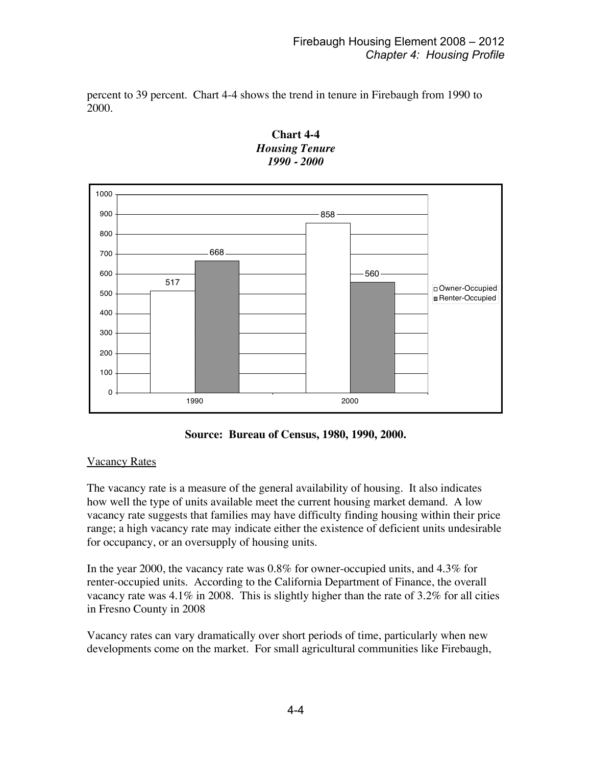percent to 39 percent. Chart 4-4 shows the trend in tenure in Firebaugh from 1990 to 2000.

**Chart 4-4**
***Housing Tenure***
***1990 - 2000***

| Year | Owner-Occupied | Renter-Occupied |
|---|---|---|
| 1990 | 517 | 668 |
| 2000 | 858 | 560 |

**Source: Bureau of Census, 1980, 1990, 2000.**

Vacancy Rates

The vacancy rate is a measure of the general availability of housing. It also indicates how well the type of units available meet the current housing market demand. A low vacancy rate suggests that families may have difficulty finding housing within their price range; a high vacancy rate may indicate either the existence of deficient units undesirable for occupancy, or an oversupply of housing units.

In the year 2000, the vacancy rate was 0.8% for owner-occupied units, and 4.3% for renter-occupied units. According to the California Department of Finance, the overall vacancy rate was 4.1% in 2008. This is slightly higher than the rate of 3.2% for all cities in Fresno County in 2008

Vacancy rates can vary dramatically over short periods of time, particularly when new developments come on the market. For small agricultural communities like Firebaugh,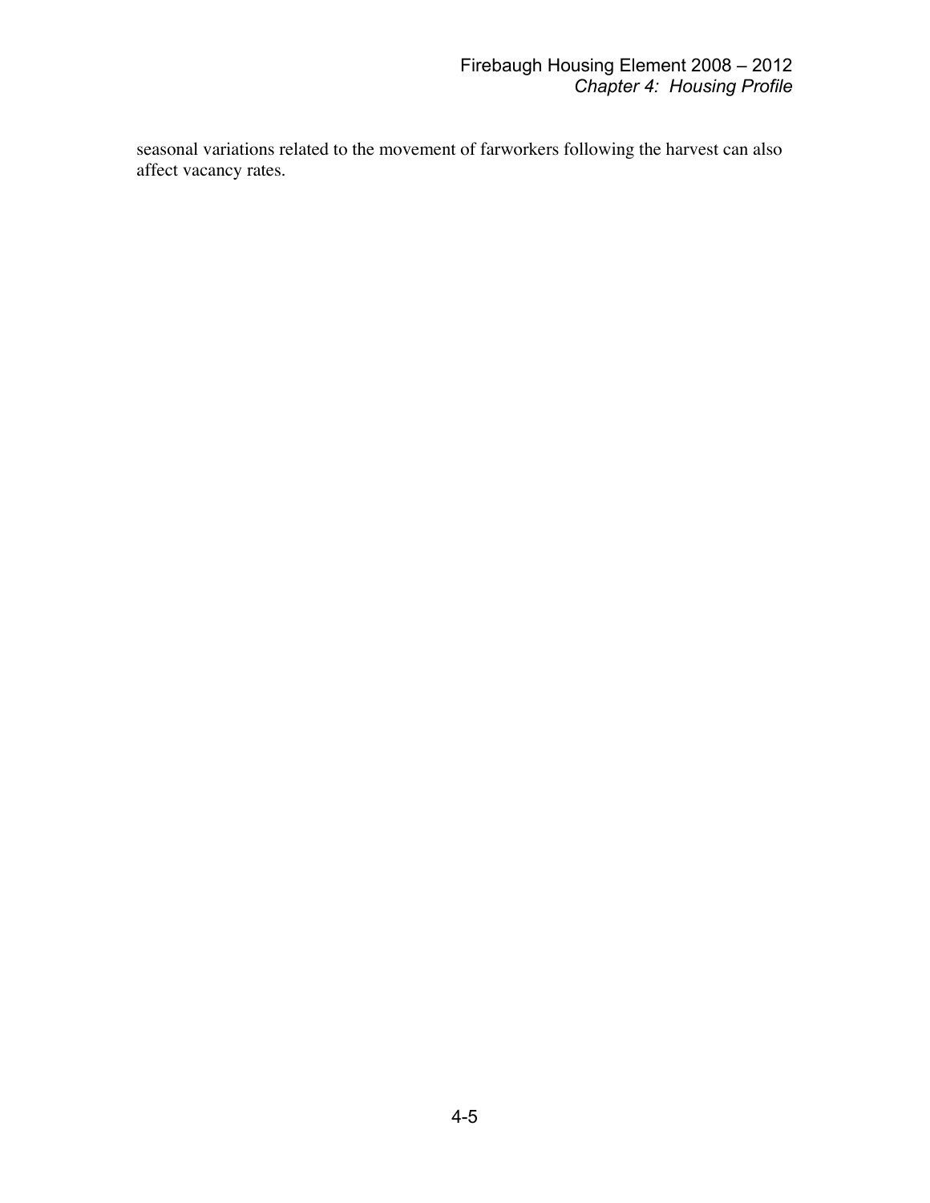seasonal variations related to the movement of farworkers following the harvest can also affect vacancy rates.